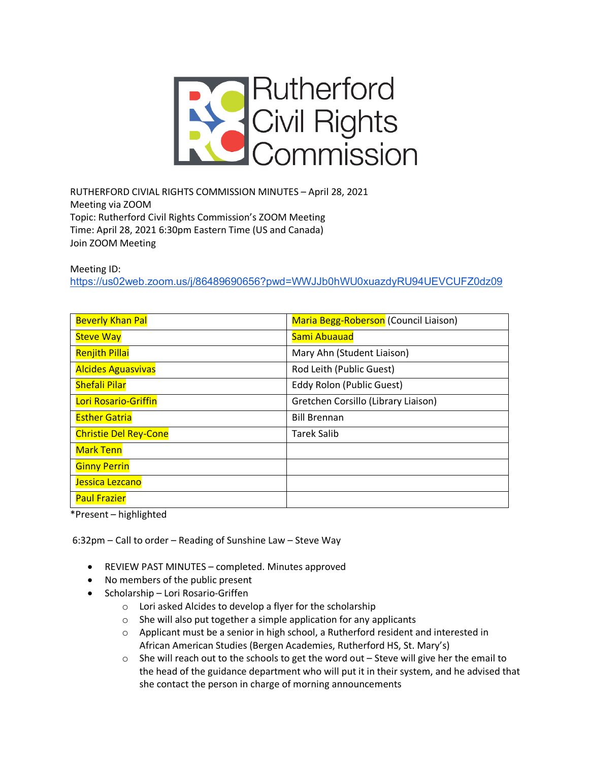Rutherford Civil Rights Commission

RUTHERFORD CIVIAL RIGHTS COMMISSION MINUTES – April 28, 2021
Meeting via ZOOM
Topic: Rutherford Civil Rights Commission's ZOOM Meeting
Time: April 28, 2021 6:30pm Eastern Time (US and Canada)
Join ZOOM Meeting

Meeting ID:
https://us02web.zoom.us/j/86489690656?pwd=WWJJb0hWU0xuazdyRU94UEVCUFZ0dz09

| | |
|---|---|
| Beverly Khan Pal | Maria Begg-Roberson (Council Liaison) |
| Steve Way | Sami Abuauad |
| Renjith Pillai | Mary Ahn (Student Liaison) |
| Alcides Aguasvivas | Rod Leith (Public Guest) |
| Shefali Pilar | Eddy Rolon (Public Guest) |
| Lori Rosario-Griffin | Gretchen Corsillo (Library Liaison) |
| Esther Gatria | Bill Brennan |
| Christie Del Rey-Cone | Tarek Salib |
| Mark Tenn | |
| Ginny Perrin | |
| Jessica Lezcano | |
| Paul Frazier | |

*Present – highlighted

6:32pm – Call to order – Reading of Sunshine Law – Steve Way

- REVIEW PAST MINUTES – completed. Minutes approved
- No members of the public present
- Scholarship – Lori Rosario-Griffen
  - Lori asked Alcides to develop a flyer for the scholarship
  - She will also put together a simple application for any applicants
  - Applicant must be a senior in high school, a Rutherford resident and interested in African American Studies (Bergen Academies, Rutherford HS, St. Mary's)
  - She will reach out to the schools to get the word out – Steve will give her the email to the head of the guidance department who will put it in their system, and he advised that she contact the person in charge of morning announcements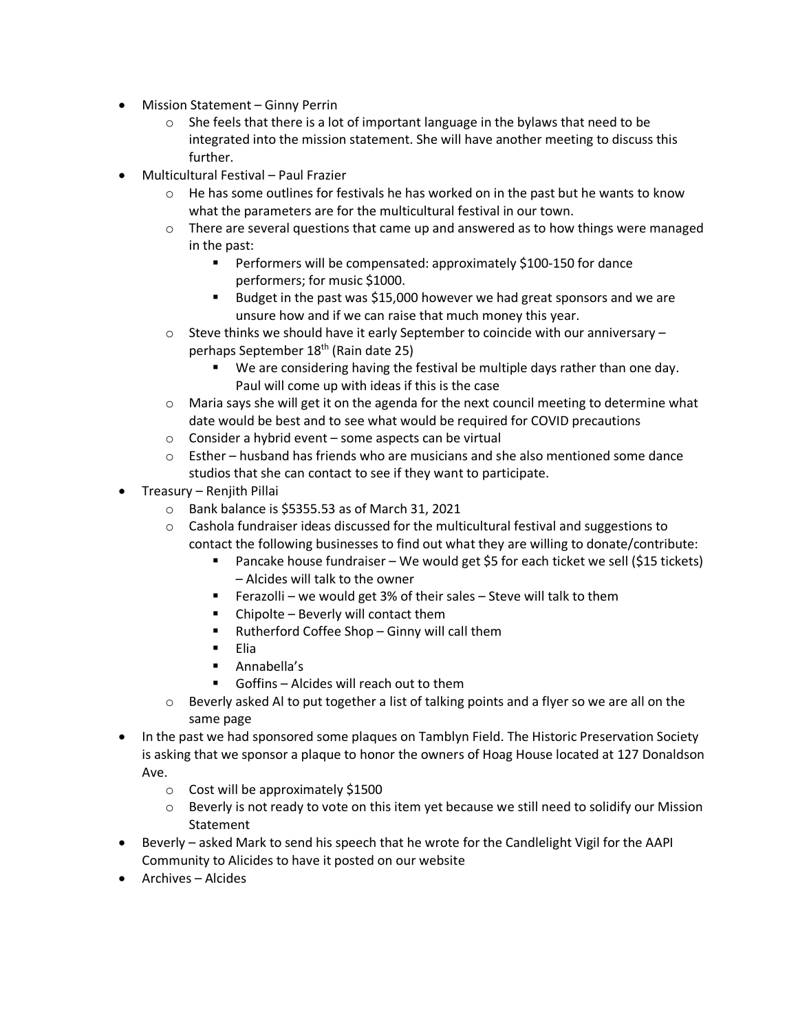- Mission Statement – Ginny Perrin
  - She feels that there is a lot of important language in the bylaws that need to be integrated into the mission statement. She will have another meeting to discuss this further.
- Multicultural Festival – Paul Frazier
  - He has some outlines for festivals he has worked on in the past but he wants to know what the parameters are for the multicultural festival in our town.
  - There are several questions that came up and answered as to how things were managed in the past:
    - Performers will be compensated: approximately $100-150 for dance performers; for music $1000.
    - Budget in the past was $15,000 however we had great sponsors and we are unsure how and if we can raise that much money this year.
  - Steve thinks we should have it early September to coincide with our anniversary – perhaps September 18th (Rain date 25)
    - We are considering having the festival be multiple days rather than one day. Paul will come up with ideas if this is the case
  - Maria says she will get it on the agenda for the next council meeting to determine what date would be best and to see what would be required for COVID precautions
  - Consider a hybrid event – some aspects can be virtual
  - Esther – husband has friends who are musicians and she also mentioned some dance studios that she can contact to see if they want to participate.
- Treasury – Renjith Pillai
  - Bank balance is $5355.53 as of March 31, 2021
  - Cashola fundraiser ideas discussed for the multicultural festival and suggestions to contact the following businesses to find out what they are willing to donate/contribute:
    - Pancake house fundraiser – We would get $5 for each ticket we sell ($15 tickets) – Alcides will talk to the owner
    - Ferazolli – we would get 3% of their sales – Steve will talk to them
    - Chipolte – Beverly will contact them
    - Rutherford Coffee Shop – Ginny will call them
    - Elia
    - Annabella's
    - Goffins – Alcides will reach out to them
  - Beverly asked Al to put together a list of talking points and a flyer so we are all on the same page
- In the past we had sponsored some plaques on Tamblyn Field. The Historic Preservation Society is asking that we sponsor a plaque to honor the owners of Hoag House located at 127 Donaldson Ave.
  - Cost will be approximately $1500
  - Beverly is not ready to vote on this item yet because we still need to solidify our Mission Statement
- Beverly – asked Mark to send his speech that he wrote for the Candlelight Vigil for the AAPI Community to Alicides to have it posted on our website
- Archives – Alcides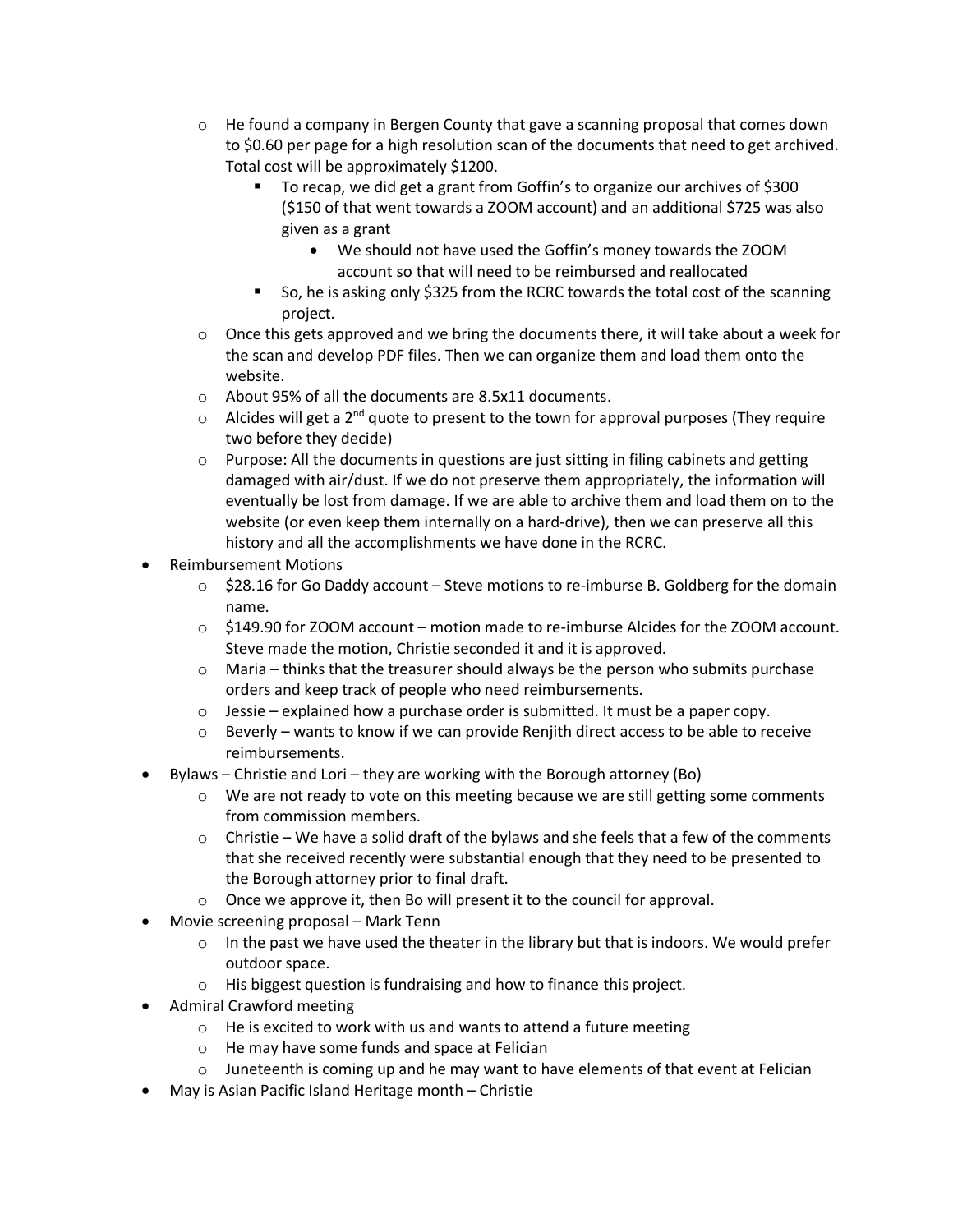- He found a company in Bergen County that gave a scanning proposal that comes down to \$0.60 per page for a high resolution scan of the documents that need to get archived. Total cost will be approximately \$1200.
  - To recap, we did get a grant from Goffin's to organize our archives of \$300 (\$150 of that went towards a ZOOM account) and an additional \$725 was also given as a grant
    - We should not have used the Goffin's money towards the ZOOM account so that will need to be reimbursed and reallocated
  - So, he is asking only \$325 from the RCRC towards the total cost of the scanning project.
- Once this gets approved and we bring the documents there, it will take about a week for the scan and develop PDF files. Then we can organize them and load them onto the website.
- About 95% of all the documents are 8.5x11 documents.
- Alcides will get a 2nd quote to present to the town for approval purposes (They require two before they decide)
- Purpose: All the documents in questions are just sitting in filing cabinets and getting damaged with air/dust. If we do not preserve them appropriately, the information will eventually be lost from damage. If we are able to archive them and load them on to the website (or even keep them internally on a hard-drive), then we can preserve all this history and all the accomplishments we have done in the RCRC.

- Reimbursement Motions
  - \$28.16 for Go Daddy account – Steve motions to re-imburse B. Goldberg for the domain name.
  - \$149.90 for ZOOM account – motion made to re-imburse Alcides for the ZOOM account. Steve made the motion, Christie seconded it and it is approved.
  - Maria – thinks that the treasurer should always be the person who submits purchase orders and keep track of people who need reimbursements.
  - Jessie – explained how a purchase order is submitted. It must be a paper copy.
  - Beverly – wants to know if we can provide Renjith direct access to be able to receive reimbursements.
- Bylaws – Christie and Lori – they are working with the Borough attorney (Bo)
  - We are not ready to vote on this meeting because we are still getting some comments from commission members.
  - Christie – We have a solid draft of the bylaws and she feels that a few of the comments that she received recently were substantial enough that they need to be presented to the Borough attorney prior to final draft.
  - Once we approve it, then Bo will present it to the council for approval.
- Movie screening proposal – Mark Tenn
  - In the past we have used the theater in the library but that is indoors. We would prefer outdoor space.
  - His biggest question is fundraising and how to finance this project.
- Admiral Crawford meeting
  - He is excited to work with us and wants to attend a future meeting
  - He may have some funds and space at Felician
  - Juneteenth is coming up and he may want to have elements of that event at Felician
- May is Asian Pacific Island Heritage month – Christie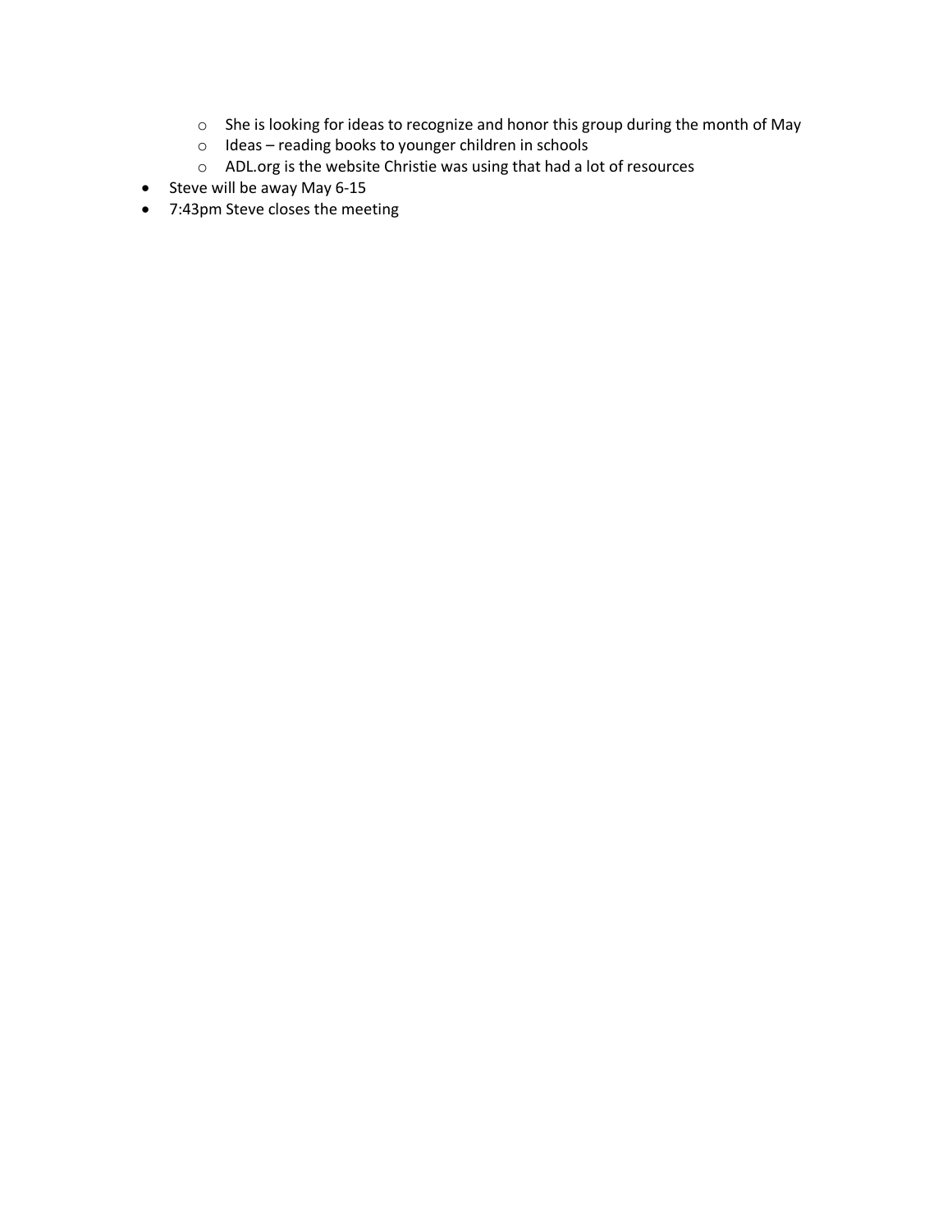- She is looking for ideas to recognize and honor this group during the month of May
  - Ideas – reading books to younger children in schools
  - ADL.org is the website Christie was using that had a lot of resources
- Steve will be away May 6-15
- 7:43pm Steve closes the meeting